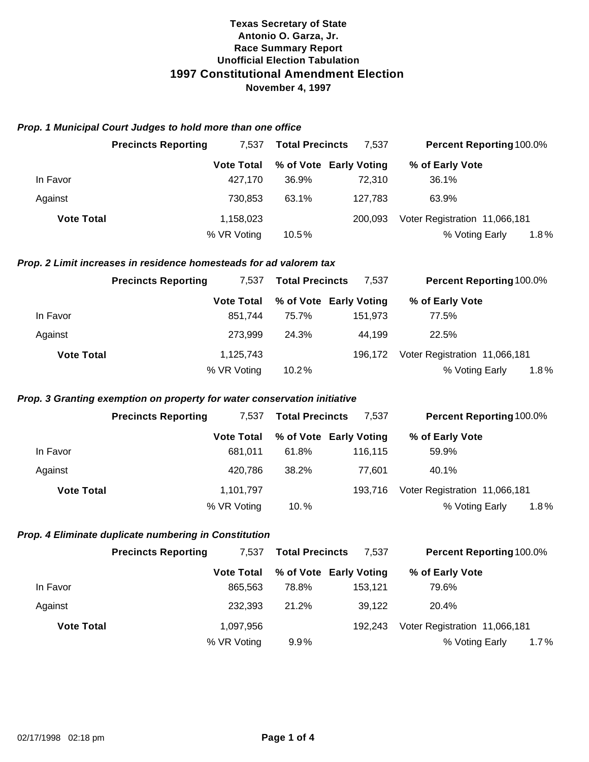**Texas Secretary of State**
**Antonio O. Garza, Jr.**
**Race Summary Report**
**Unofficial Election Tabulation**

# 1997 Constitutional Amendment Election

**November 4, 1997**

### *Prop. 1 Municipal Court Judges to hold more than one office*

| | **Precincts Reporting** | 7,537 | **Total Precincts** | 7,537 | **Percent Reporting** 100.0% |
|---|---|---|---|---|---|
| | | **Vote Total** | **% of Vote** | **Early Voting** | **% of Early Vote** |
| In Favor | | 427,170 | 36.9% | 72,310 | 36.1% |
| Against | | 730,853 | 63.1% | 127,783 | 63.9% |
| **Vote Total** | | 1,158,023 | | 200,093 | Voter Registration 11,066,181 |
| | | % VR Voting | 10.5% | | % Voting Early 1.8% |

### *Prop. 2 Limit increases in residence homesteads for ad valorem tax*

| | **Precincts Reporting** | 7,537 | **Total Precincts** | 7,537 | **Percent Reporting** 100.0% |
|---|---|---|---|---|---|
| | | **Vote Total** | **% of Vote** | **Early Voting** | **% of Early Vote** |
| In Favor | | 851,744 | 75.7% | 151,973 | 77.5% |
| Against | | 273,999 | 24.3% | 44,199 | 22.5% |
| **Vote Total** | | 1,125,743 | | 196,172 | Voter Registration 11,066,181 |
| | | % VR Voting | 10.2% | | % Voting Early 1.8% |

### *Prop. 3 Granting exemption on property for water conservation initiative*

| | **Precincts Reporting** | 7,537 | **Total Precincts** | 7,537 | **Percent Reporting** 100.0% |
|---|---|---|---|---|---|
| | | **Vote Total** | **% of Vote** | **Early Voting** | **% of Early Vote** |
| In Favor | | 681,011 | 61.8% | 116,115 | 59.9% |
| Against | | 420,786 | 38.2% | 77,601 | 40.1% |
| **Vote Total** | | 1,101,797 | | 193,716 | Voter Registration 11,066,181 |
| | | % VR Voting | 10.% | | % Voting Early 1.8% |

### *Prop. 4 Eliminate duplicate numbering in Constitution*

| | **Precincts Reporting** | 7,537 | **Total Precincts** | 7,537 | **Percent Reporting** 100.0% |
|---|---|---|---|---|---|
| | | **Vote Total** | **% of Vote** | **Early Voting** | **% of Early Vote** |
| In Favor | | 865,563 | 78.8% | 153,121 | 79.6% |
| Against | | 232,393 | 21.2% | 39,122 | 20.4% |
| **Vote Total** | | 1,097,956 | | 192,243 | Voter Registration 11,066,181 |
| | | % VR Voting | 9.9% | | % Voting Early 1.7% |

02/17/1998 02:18 pm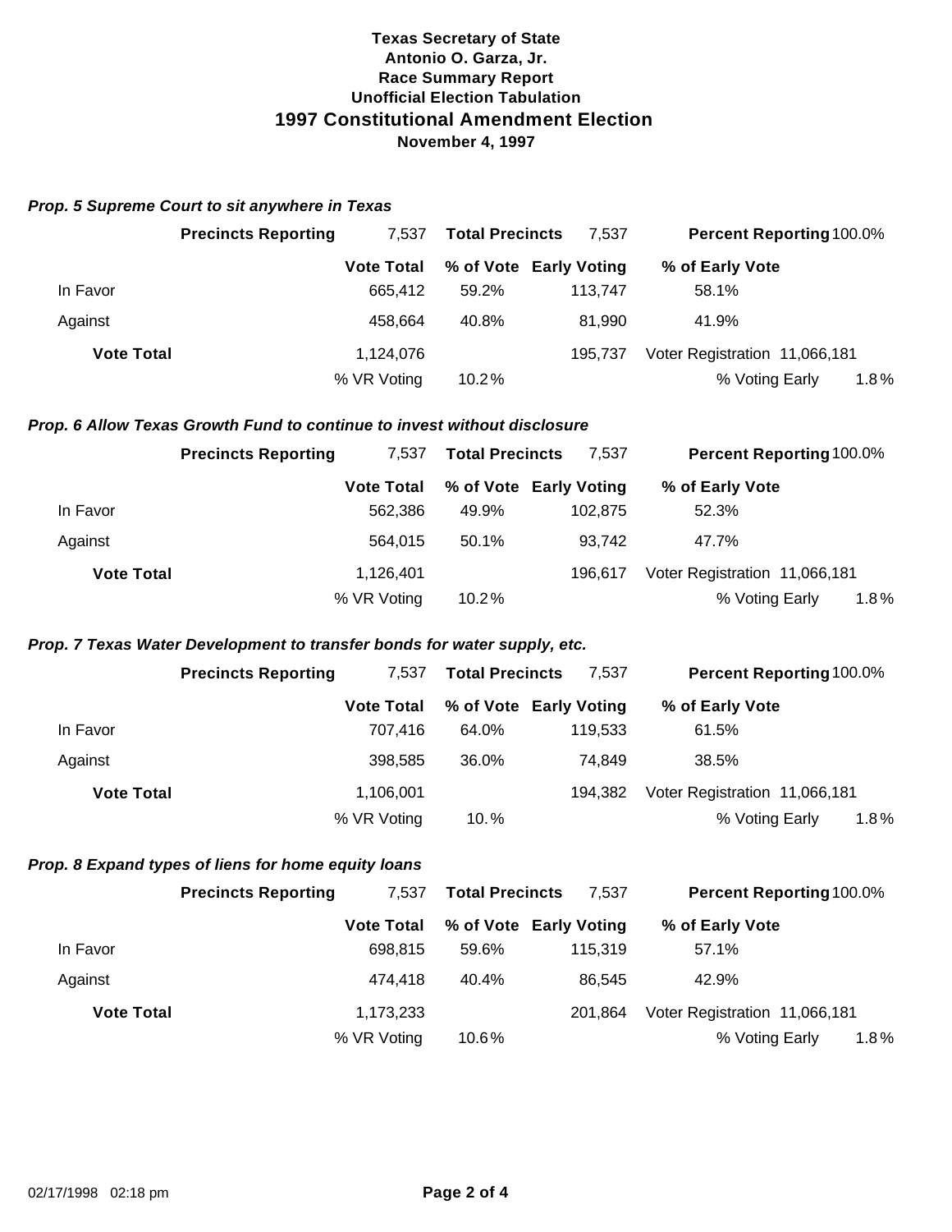**Texas Secretary of State**
**Antonio O. Garza, Jr.**
**Race Summary Report**
**Unofficial Election Tabulation**

# 1997 Constitutional Amendment Election

**November 4, 1997**

### *Prop. 5 Supreme Court to sit anywhere in Texas*

**Precincts Reporting** 7,537 **Total Precincts** 7,537 **Percent Reporting** 100.0%

| | Vote Total | % of Vote | Early Voting | % of Early Vote |
|---|---|---|---|---|
| In Favor | 665,412 | 59.2% | 113,747 | 58.1% |
| Against | 458,664 | 40.8% | 81,990 | 41.9% |
| **Vote Total** | 1,124,076 | | 195,737 | Voter Registration 11,066,181 |
| | % VR Voting | 10.2% | | % Voting Early 1.8% |

### *Prop. 6 Allow Texas Growth Fund to continue to invest without disclosure*

**Precincts Reporting** 7,537 **Total Precincts** 7,537 **Percent Reporting** 100.0%

| | Vote Total | % of Vote | Early Voting | % of Early Vote |
|---|---|---|---|---|
| In Favor | 562,386 | 49.9% | 102,875 | 52.3% |
| Against | 564,015 | 50.1% | 93,742 | 47.7% |
| **Vote Total** | 1,126,401 | | 196,617 | Voter Registration 11,066,181 |
| | % VR Voting | 10.2% | | % Voting Early 1.8% |

### *Prop. 7 Texas Water Development to transfer bonds for water supply, etc.*

**Precincts Reporting** 7,537 **Total Precincts** 7,537 **Percent Reporting** 100.0%

| | Vote Total | % of Vote | Early Voting | % of Early Vote |
|---|---|---|---|---|
| In Favor | 707,416 | 64.0% | 119,533 | 61.5% |
| Against | 398,585 | 36.0% | 74,849 | 38.5% |
| **Vote Total** | 1,106,001 | | 194,382 | Voter Registration 11,066,181 |
| | % VR Voting | 10. % | | % Voting Early 1.8% |

### *Prop. 8 Expand types of liens for home equity loans*

**Precincts Reporting** 7,537 **Total Precincts** 7,537 **Percent Reporting** 100.0%

| | Vote Total | % of Vote | Early Voting | % of Early Vote |
|---|---|---|---|---|
| In Favor | 698,815 | 59.6% | 115,319 | 57.1% |
| Against | 474,418 | 40.4% | 86,545 | 42.9% |
| **Vote Total** | 1,173,233 | | 201,864 | Voter Registration 11,066,181 |
| | % VR Voting | 10.6% | | % Voting Early 1.8% |

02/17/1998 02:18 pm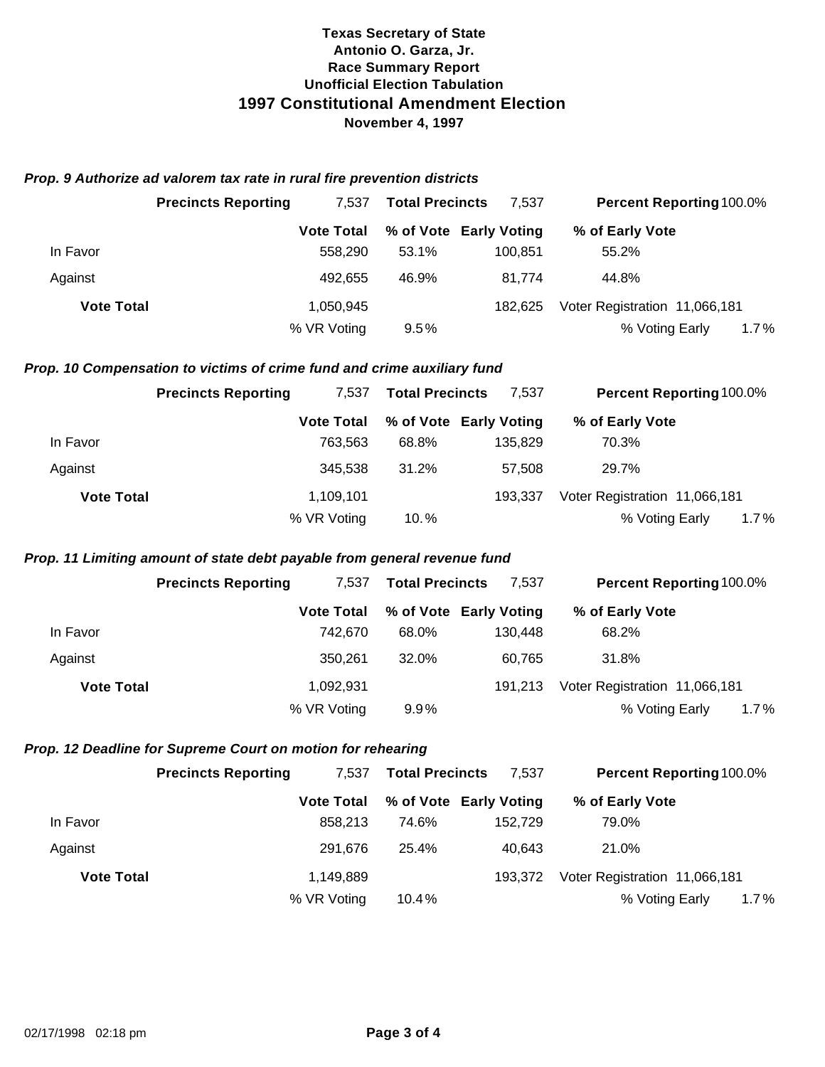**Texas Secretary of State**
**Antonio O. Garza, Jr.**
**Race Summary Report**
**Unofficial Election Tabulation**

# 1997 Constitutional Amendment Election

**November 4, 1997**

### *Prop. 9 Authorize ad valorem tax rate in rural fire prevention districts*

| | Precincts Reporting | 7,537 | Total Precincts | 7,537 | Percent Reporting | 100.0% |
|---|---|---|---|---|---|---|
| | **Vote Total** | **% of Vote** | **Early Voting** | **% of Early Vote** | | |
| In Favor | 558,290 | 53.1% | 100,851 | 55.2% | | |
| Against | 492,655 | 46.9% | 81,774 | 44.8% | | |
| **Vote Total** | 1,050,945 | | 182,625 | Voter Registration | 11,066,181 | |
| | % VR Voting | 9.5% | | % Voting Early | 1.7% | |

### *Prop. 10 Compensation to victims of crime fund and crime auxiliary fund*

| | Precincts Reporting | 7,537 | Total Precincts | 7,537 | Percent Reporting | 100.0% |
|---|---|---|---|---|---|---|
| | **Vote Total** | **% of Vote** | **Early Voting** | **% of Early Vote** | | |
| In Favor | 763,563 | 68.8% | 135,829 | 70.3% | | |
| Against | 345,538 | 31.2% | 57,508 | 29.7% | | |
| **Vote Total** | 1,109,101 | | 193,337 | Voter Registration | 11,066,181 | |
| | % VR Voting | 10.% | | % Voting Early | 1.7% | |

### *Prop. 11 Limiting amount of state debt payable from general revenue fund*

| | Precincts Reporting | 7,537 | Total Precincts | 7,537 | Percent Reporting | 100.0% |
|---|---|---|---|---|---|---|
| | **Vote Total** | **% of Vote** | **Early Voting** | **% of Early Vote** | | |
| In Favor | 742,670 | 68.0% | 130,448 | 68.2% | | |
| Against | 350,261 | 32.0% | 60,765 | 31.8% | | |
| **Vote Total** | 1,092,931 | | 191,213 | Voter Registration | 11,066,181 | |
| | % VR Voting | 9.9% | | % Voting Early | 1.7% | |

### *Prop. 12 Deadline for Supreme Court on motion for rehearing*

| | Precincts Reporting | 7,537 | Total Precincts | 7,537 | Percent Reporting | 100.0% |
|---|---|---|---|---|---|---|
| | **Vote Total** | **% of Vote** | **Early Voting** | **% of Early Vote** | | |
| In Favor | 858,213 | 74.6% | 152,729 | 79.0% | | |
| Against | 291,676 | 25.4% | 40,643 | 21.0% | | |
| **Vote Total** | 1,149,889 | | 193,372 | Voter Registration | 11,066,181 | |
| | % VR Voting | 10.4% | | % Voting Early | 1.7% | |

02/17/1998 02:18 pm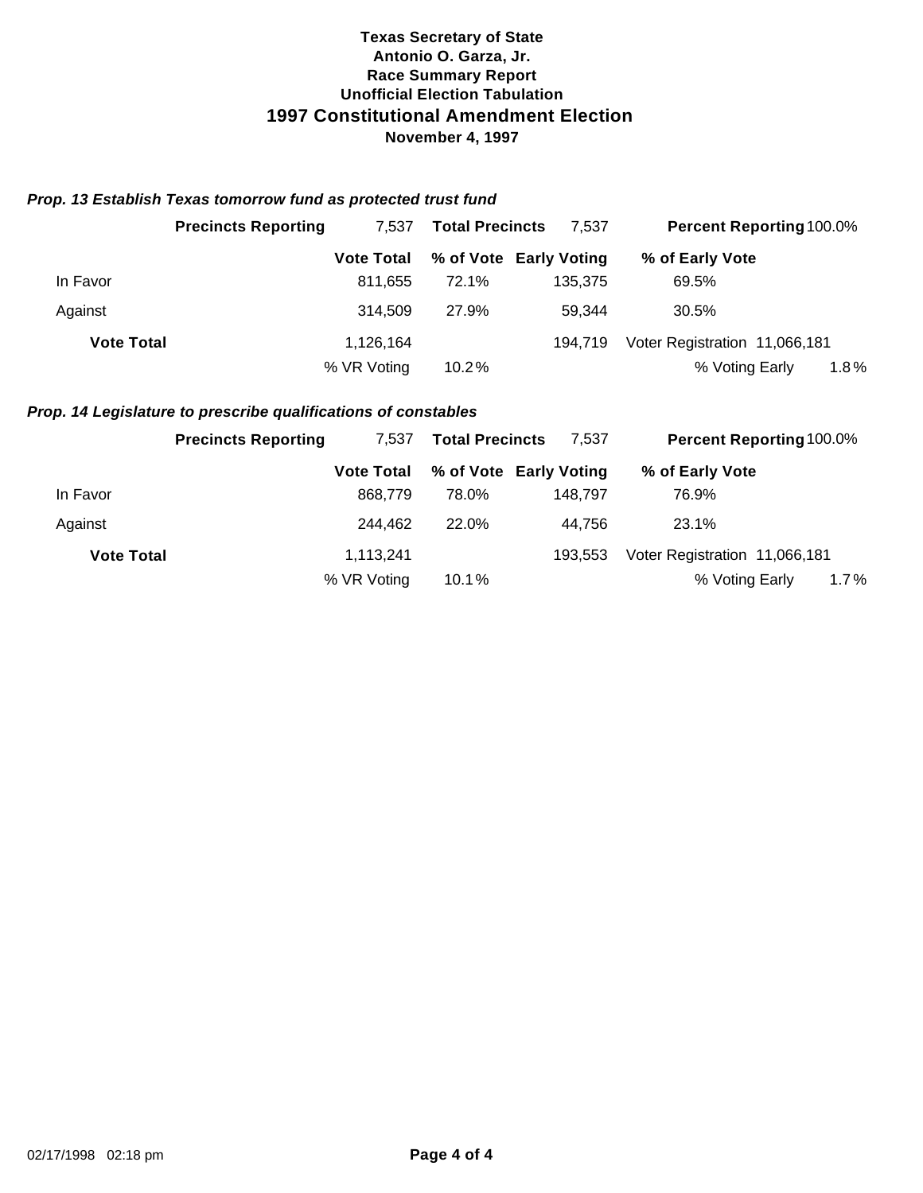**Texas Secretary of State**
**Antonio O. Garza, Jr.**
**Race Summary Report**
**Unofficial Election Tabulation**

## 1997 Constitutional Amendment Election

**November 4, 1997**

### *Prop. 13 Establish Texas tomorrow fund as protected trust fund*

| | | | | | |
|---|---|---|---|---|---|
| | **Precincts Reporting** | 7,537 | **Total Precincts** | 7,537 | **Percent Reporting** 100.0% |
| | | **Vote Total** | **% of Vote** | **Early Voting** | **% of Early Vote** |
| In Favor | | 811,655 | 72.1% | 135,375 | 69.5% |
| Against | | 314,509 | 27.9% | 59,344 | 30.5% |
| **Vote Total** | | 1,126,164 | | 194,719 | Voter Registration 11,066,181 |
| | | % VR Voting | 10.2% | | % Voting Early 1.8% |

### *Prop. 14 Legislature to prescribe qualifications of constables*

| | | | | | |
|---|---|---|---|---|---|
| | **Precincts Reporting** | 7,537 | **Total Precincts** | 7,537 | **Percent Reporting** 100.0% |
| | | **Vote Total** | **% of Vote** | **Early Voting** | **% of Early Vote** |
| In Favor | | 868,779 | 78.0% | 148,797 | 76.9% |
| Against | | 244,462 | 22.0% | 44,756 | 23.1% |
| **Vote Total** | | 1,113,241 | | 193,553 | Voter Registration 11,066,181 |
| | | % VR Voting | 10.1% | | % Voting Early 1.7% |

02/17/1998 02:18 pm